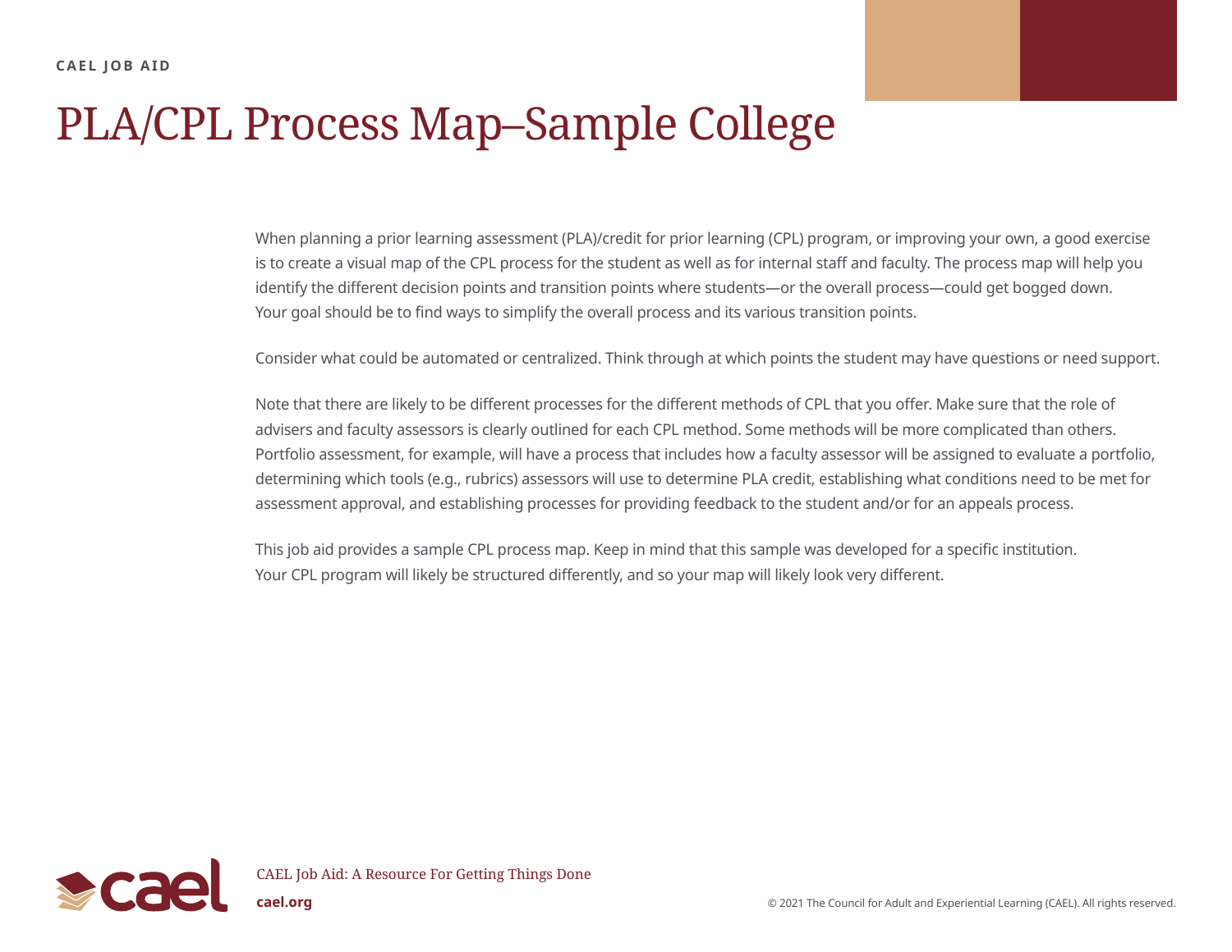CAEL JOB AID

# PLA/CPL Process Map–Sample College

When planning a prior learning assessment (PLA)/credit for prior learning (CPL) program, or improving your own, a good exercise is to create a visual map of the CPL process for the student as well as for internal staff and faculty. The process map will help you identify the different decision points and transition points where students—or the overall process—could get bogged down. Your goal should be to find ways to simplify the overall process and its various transition points.

Consider what could be automated or centralized. Think through at which points the student may have questions or need support.

Note that there are likely to be different processes for the different methods of CPL that you offer. Make sure that the role of advisers and faculty assessors is clearly outlined for each CPL method. Some methods will be more complicated than others. Portfolio assessment, for example, will have a process that includes how a faculty assessor will be assigned to evaluate a portfolio, determining which tools (e.g., rubrics) assessors will use to determine PLA credit, establishing what conditions need to be met for assessment approval, and establishing processes for providing feedback to the student and/or for an appeals process.

This job aid provides a sample CPL process map. Keep in mind that this sample was developed for a specific institution. Your CPL program will likely be structured differently, and so your map will likely look very different.

CAEL Job Aid: A Resource For Getting Things Done

**cael.org**

© 2021 The Council for Adult and Experiential Learning (CAEL). All rights reserved.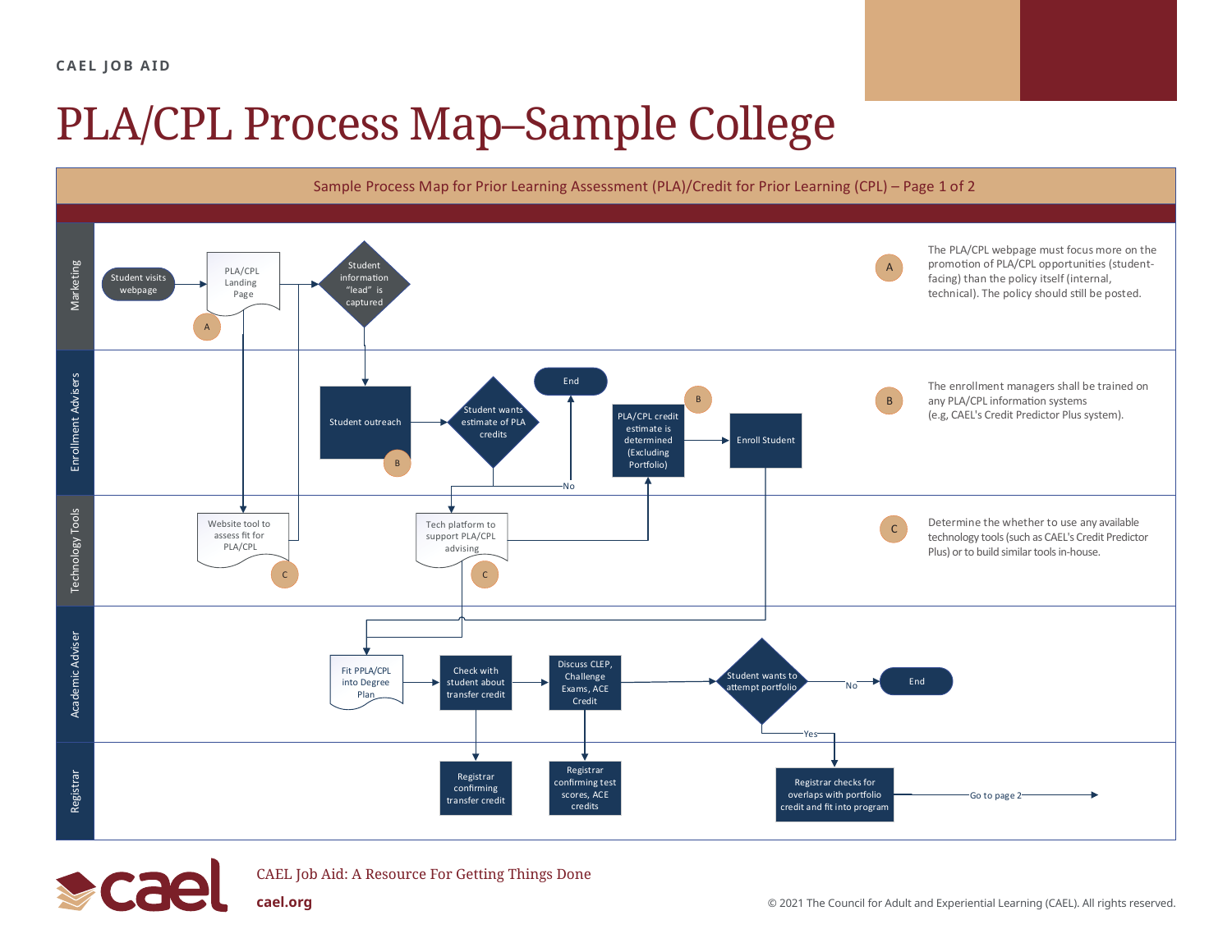CAEL JOB AID

# PLA/CPL Process Map–Sample College

## Sample Process Map for Prior Learning Assessment (PLA)/Credit for Prior Learning (CPL) – Page 1 of 2

### Marketing

- Student visits webpage → PLA/CPL Landing Page (A) → Student information "lead" is captured

### Enrollment Advisers

- Student outreach (B) → Student wants estimate of PLA credits
  - No → End
- PLA/CPL credit estimate is determined (Excluding Portfolio) (B) → Enroll Student

### Technology Tools

- Website tool to assess fit for PLA/CPL (C)
- Tech platform to support PLA/CPL advising (C)

### Academic Adviser

- Fit PPLA/CPL into Degree Plan → Check with student about transfer credit → Discuss CLEP, Challenge Exams, ACE Credit → Student wants to attempt portfolio
  - No → End
  - Yes → Registrar checks for overlaps with portfolio credit and fit into program

### Registrar

- Registrar confirming transfer credit
- Registrar confirming test scores, ACE credits
- Registrar checks for overlaps with portfolio credit and fit into program → Go to page 2

---

**A** The PLA/CPL webpage must focus more on the promotion of PLA/CPL opportunities (student-facing) than the policy itself (internal, technical). The policy should still be posted.

**B** The enrollment managers shall be trained on any PLA/CPL information systems (e.g, CAEL's Credit Predictor Plus system).

**C** Determine the whether to use any available technology tools (such as CAEL's Credit Predictor Plus) or to build similar tools in-house.

---

CAEL Job Aid: A Resource For Getting Things Done

cael.org

© 2021 The Council for Adult and Experiential Learning (CAEL). All rights reserved.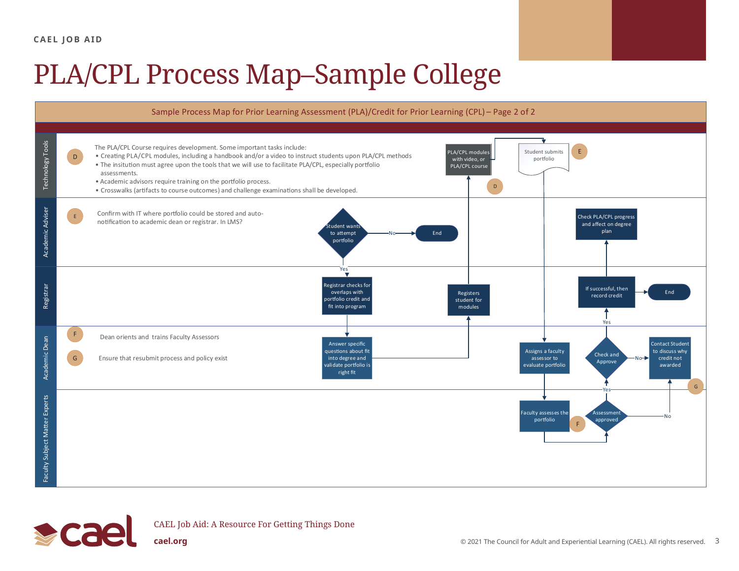CAEL JOB AID

# PLA/CPL Process Map–Sample College

Sample Process Map for Prior Learning Assessment (PLA)/Credit for Prior Learning (CPL) – Page 2 of 2

**Technology Tools**

D — The PLA/CPL Course requires development. Some important tasks include:

- Creating PLA/CPL modules, including a handbook and/or a video to instruct students upon PLA/CPL methods
- The insitution must agree upon the tools that we will use to facilitate PLA/CPL, especially portfolio assessments.
- Academic advisors require training on the portfolio process.
- Crosswalks (artifacts to course outcomes) and challenge examinations shall be developed.

PLA/CPL modules with video, or PLA/CPL course (D)

Student submits portfolio (E)

**Academic Adviser**

E — Confirm with IT where portfolio could be stored and auto-notification to academic dean or registrar. In LMS?

Student wants to attempt portfolio — No → End; Yes → Registrar checks for overlaps with portfolio credit and fit into program

Check PLA/CPL progress and affect on degree plan

**Registrar**

Registrar checks for overlaps with portfolio credit and fit into program

Registers student for modules

If successful, then record credit → End

**Academic Dean**

F — Dean orients and trains Faculty Assessors

G — Ensure that resubmit process and policy exist

Answer specific questions about fit into degree and validate portfolio is right fit

Assigns a faculty assessor to evaluate portfolio

Check and Approve — Yes → If successful, then record credit; No → Contact Student to discuss why credit not awarded (G)

**Faculty Subject Matter Experts**

Faculty assesses the portfolio (F)

Assessment approved — Yes → Check and Approve; No → Contact Student to discuss why credit not awarded

CAEL Job Aid: A Resource For Getting Things Done

cael.org

© 2021 The Council for Adult and Experiential Learning (CAEL). All rights reserved.